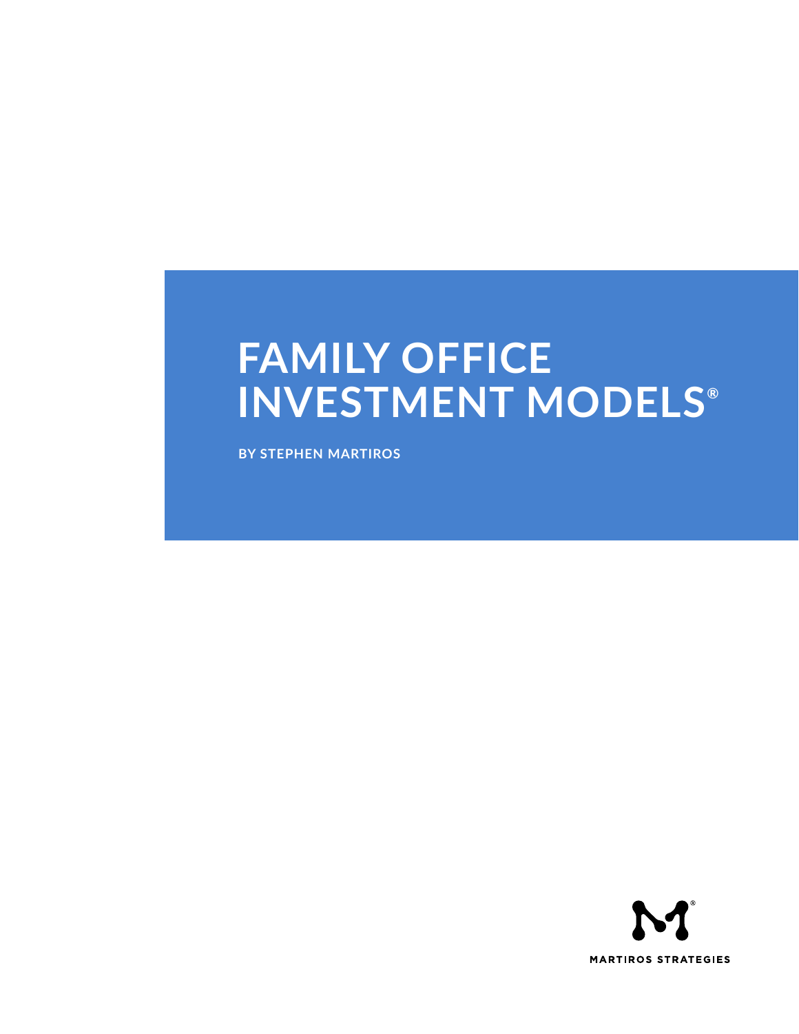# FAMILY OFFICE INVESTMENT MODELS®

**BY STEPHEN MARTIROS**

MARTIROS STRATEGIES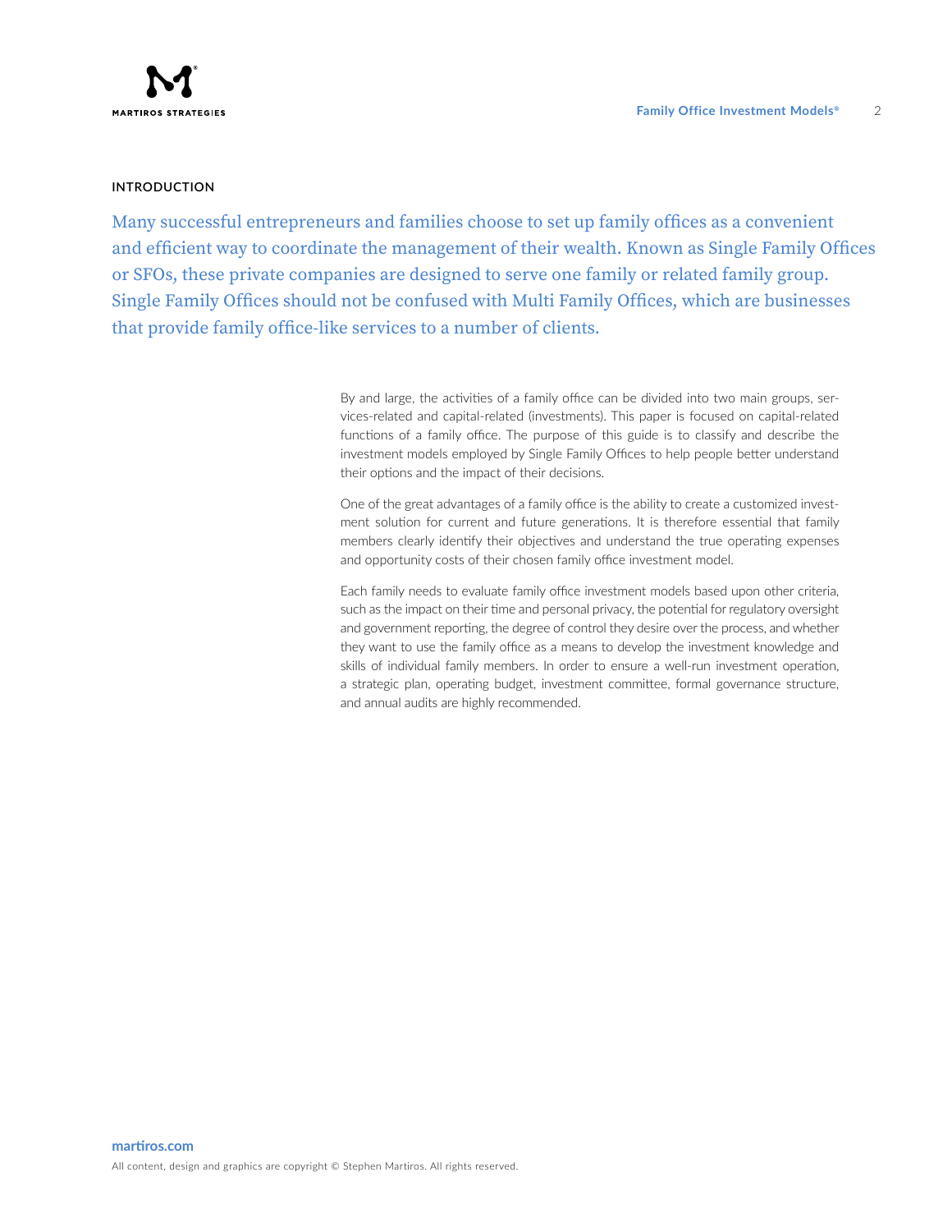## INTRODUCTION

Many successful entrepreneurs and families choose to set up family offices as a convenient and efficient way to coordinate the management of their wealth. Known as Single Family Offices or SFOs, these private companies are designed to serve one family or related family group. Single Family Offices should not be confused with Multi Family Offices, which are businesses that provide family office-like services to a number of clients.

By and large, the activities of a family office can be divided into two main groups, services-related and capital-related (investments). This paper is focused on capital-related functions of a family office. The purpose of this guide is to classify and describe the investment models employed by Single Family Offices to help people better understand their options and the impact of their decisions.

One of the great advantages of a family office is the ability to create a customized investment solution for current and future generations. It is therefore essential that family members clearly identify their objectives and understand the true operating expenses and opportunity costs of their chosen family office investment model.

Each family needs to evaluate family office investment models based upon other criteria, such as the impact on their time and personal privacy, the potential for regulatory oversight and government reporting, the degree of control they desire over the process, and whether they want to use the family office as a means to develop the investment knowledge and skills of individual family members. In order to ensure a well-run investment operation, a strategic plan, operating budget, investment committee, formal governance structure, and annual audits are highly recommended.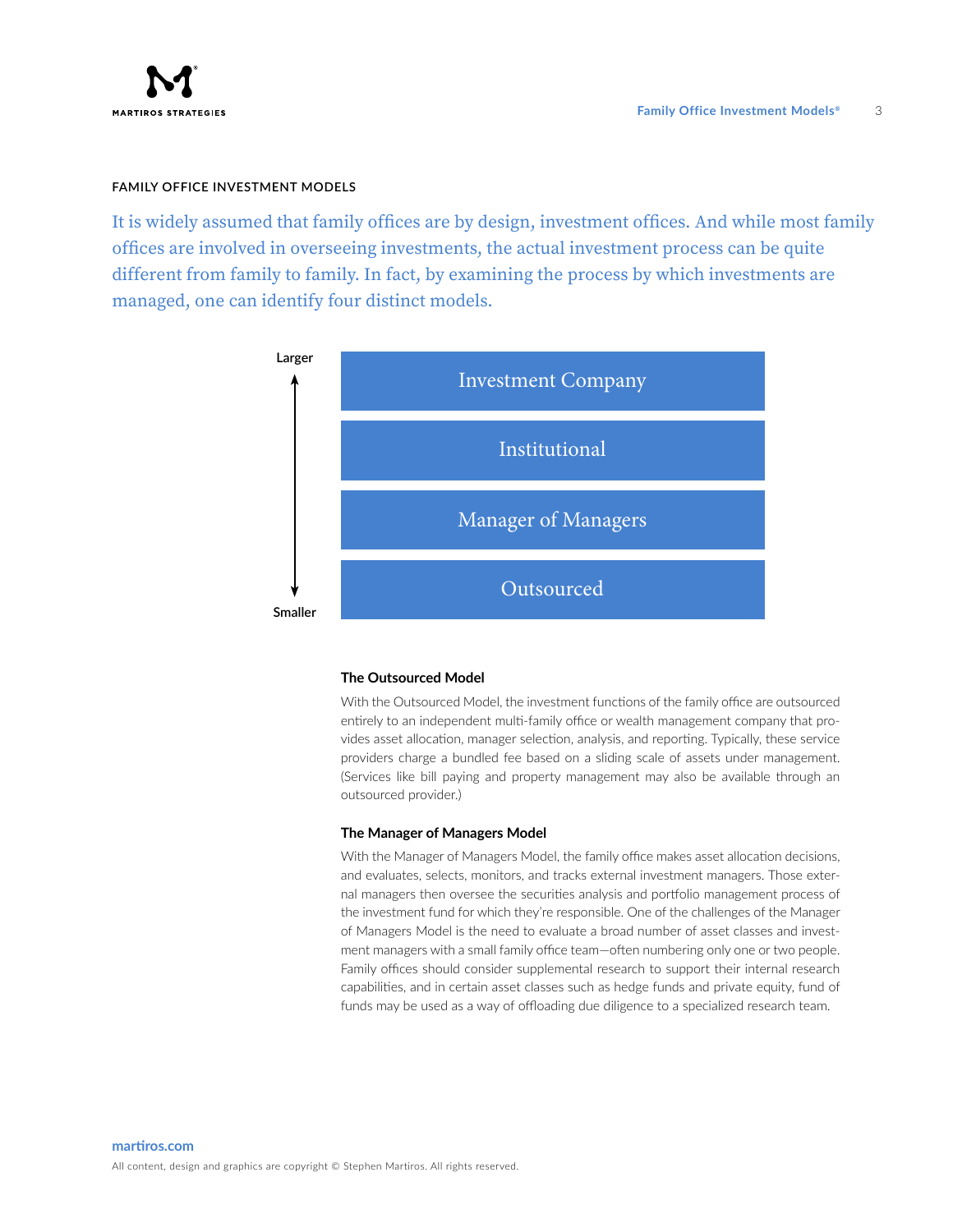## FAMILY OFFICE INVESTMENT MODELS

It is widely assumed that family offices are by design, investment offices. And while most family offices are involved in overseeing investments, the actual investment process can be quite different from family to family. In fact, by examining the process by which investments are managed, one can identify four distinct models.

Larger

- Investment Company
- Institutional
- Manager of Managers
- Outsourced

Smaller

### The Outsourced Model

With the Outsourced Model, the investment functions of the family office are outsourced entirely to an independent multi-family office or wealth management company that provides asset allocation, manager selection, analysis, and reporting. Typically, these service providers charge a bundled fee based on a sliding scale of assets under management. (Services like bill paying and property management may also be available through an outsourced provider.)

### The Manager of Managers Model

With the Manager of Managers Model, the family office makes asset allocation decisions, and evaluates, selects, monitors, and tracks external investment managers. Those external managers then oversee the securities analysis and portfolio management process of the investment fund for which they're responsible. One of the challenges of the Manager of Managers Model is the need to evaluate a broad number of asset classes and investment managers with a small family office team—often numbering only one or two people. Family offices should consider supplemental research to support their internal research capabilities, and in certain asset classes such as hedge funds and private equity, fund of funds may be used as a way of offloading due diligence to a specialized research team.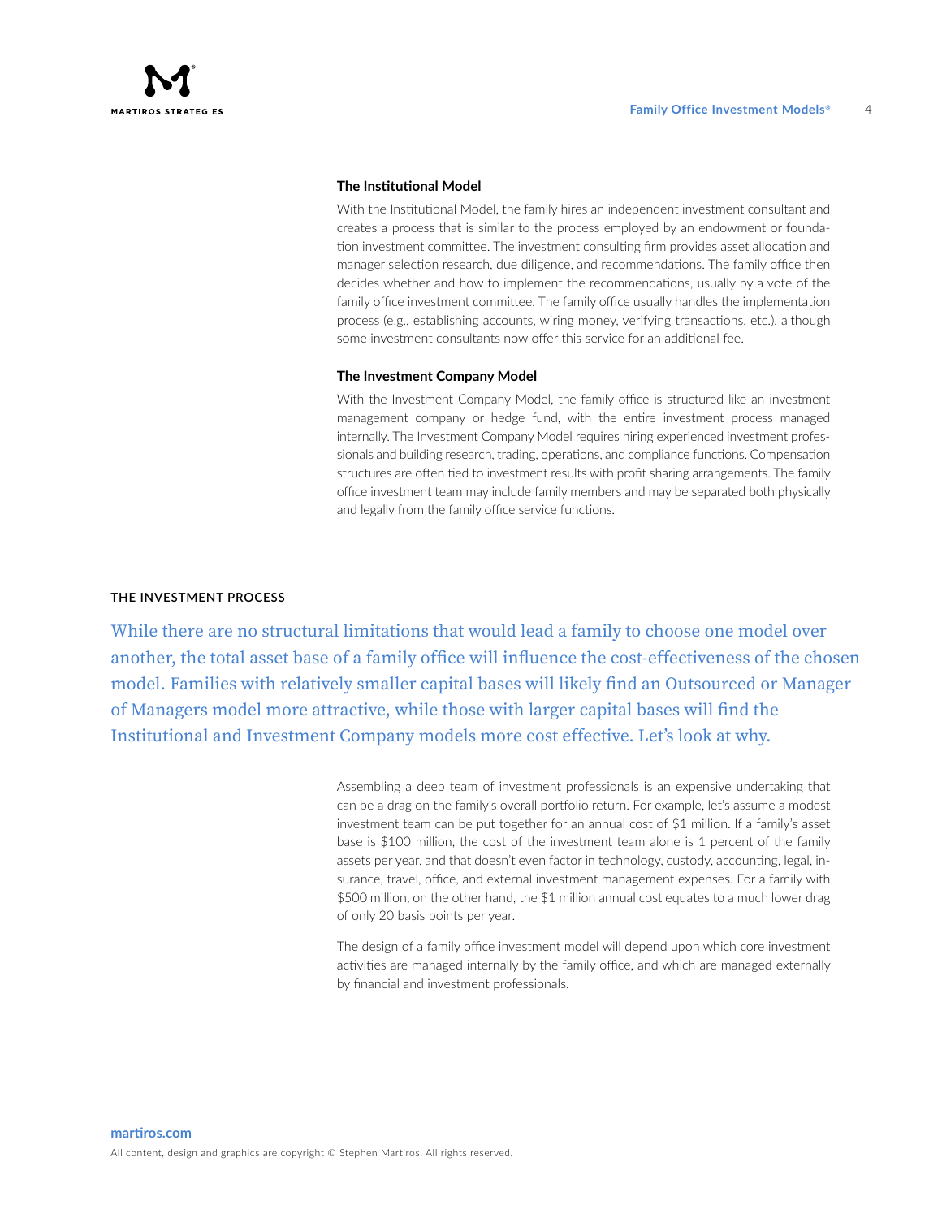### The Institutional Model

With the Institutional Model, the family hires an independent investment consultant and creates a process that is similar to the process employed by an endowment or foundation investment committee. The investment consulting firm provides asset allocation and manager selection research, due diligence, and recommendations. The family office then decides whether and how to implement the recommendations, usually by a vote of the family office investment committee. The family office usually handles the implementation process (e.g., establishing accounts, wiring money, verifying transactions, etc.), although some investment consultants now offer this service for an additional fee.

### The Investment Company Model

With the Investment Company Model, the family office is structured like an investment management company or hedge fund, with the entire investment process managed internally. The Investment Company Model requires hiring experienced investment professionals and building research, trading, operations, and compliance functions. Compensation structures are often tied to investment results with profit sharing arrangements. The family office investment team may include family members and may be separated both physically and legally from the family office service functions.

## THE INVESTMENT PROCESS

While there are no structural limitations that would lead a family to choose one model over another, the total asset base of a family office will influence the cost-effectiveness of the chosen model. Families with relatively smaller capital bases will likely find an Outsourced or Manager of Managers model more attractive, while those with larger capital bases will find the Institutional and Investment Company models more cost effective. Let's look at why.

Assembling a deep team of investment professionals is an expensive undertaking that can be a drag on the family's overall portfolio return. For example, let's assume a modest investment team can be put together for an annual cost of $1 million. If a family's asset base is $100 million, the cost of the investment team alone is 1 percent of the family assets per year, and that doesn't even factor in technology, custody, accounting, legal, insurance, travel, office, and external investment management expenses. For a family with $500 million, on the other hand, the $1 million annual cost equates to a much lower drag of only 20 basis points per year.

The design of a family office investment model will depend upon which core investment activities are managed internally by the family office, and which are managed externally by financial and investment professionals.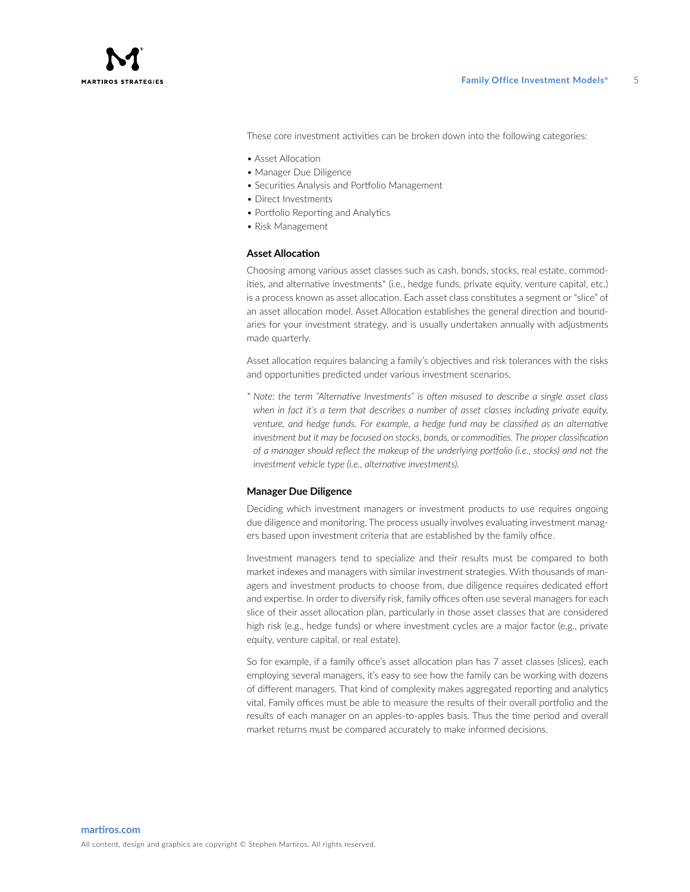These core investment activities can be broken down into the following categories:

- Asset Allocation
- Manager Due Diligence
- Securities Analysis and Portfolio Management
- Direct Investments
- Portfolio Reporting and Analytics
- Risk Management

### Asset Allocation

Choosing among various asset classes such as cash, bonds, stocks, real estate, commodities, and alternative investments* (i.e., hedge funds, private equity, venture capital, etc.) is a process known as asset allocation. Each asset class constitutes a segment or "slice" of an asset allocation model. Asset Allocation establishes the general direction and boundaries for your investment strategy, and is usually undertaken annually with adjustments made quarterly.

Asset allocation requires balancing a family's objectives and risk tolerances with the risks and opportunities predicted under various investment scenarios.

*\* Note: the term "Alternative Investments" is often misused to describe a single asset class when in fact it's a term that describes a number of asset classes including private equity, venture, and hedge funds. For example, a hedge fund may be classified as an alternative investment but it may be focused on stocks, bonds, or commodities. The proper classification of a manager should reflect the makeup of the underlying portfolio (i.e., stocks) and not the investment vehicle type (i.e., alternative investments).*

### Manager Due Diligence

Deciding which investment managers or investment products to use requires ongoing due diligence and monitoring. The process usually involves evaluating investment managers based upon investment criteria that are established by the family office.

Investment managers tend to specialize and their results must be compared to both market indexes and managers with similar investment strategies. With thousands of managers and investment products to choose from, due diligence requires dedicated effort and expertise. In order to diversify risk, family offices often use several managers for each slice of their asset allocation plan, particularly in those asset classes that are considered high risk (e.g., hedge funds) or where investment cycles are a major factor (e.g., private equity, venture capital, or real estate).

So for example, if a family office's asset allocation plan has 7 asset classes (slices), each employing several managers, it's easy to see how the family can be working with dozens of different managers. That kind of complexity makes aggregated reporting and analytics vital. Family offices must be able to measure the results of their overall portfolio and the results of each manager on an apples-to-apples basis. Thus the time period and overall market returns must be compared accurately to make informed decisions.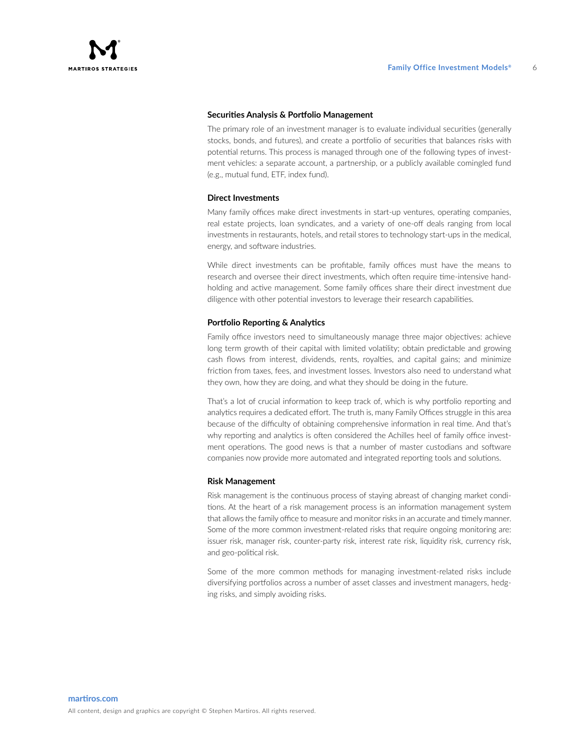### Securities Analysis & Portfolio Management

The primary role of an investment manager is to evaluate individual securities (generally stocks, bonds, and futures), and create a portfolio of securities that balances risks with potential returns. This process is managed through one of the following types of investment vehicles: a separate account, a partnership, or a publicly available comingled fund (e.g., mutual fund, ETF, index fund).

### Direct Investments

Many family offices make direct investments in start-up ventures, operating companies, real estate projects, loan syndicates, and a variety of one-off deals ranging from local investments in restaurants, hotels, and retail stores to technology start-ups in the medical, energy, and software industries.

While direct investments can be profitable, family offices must have the means to research and oversee their direct investments, which often require time-intensive handholding and active management. Some family offices share their direct investment due diligence with other potential investors to leverage their research capabilities.

### Portfolio Reporting & Analytics

Family office investors need to simultaneously manage three major objectives: achieve long term growth of their capital with limited volatility; obtain predictable and growing cash flows from interest, dividends, rents, royalties, and capital gains; and minimize friction from taxes, fees, and investment losses. Investors also need to understand what they own, how they are doing, and what they should be doing in the future.

That's a lot of crucial information to keep track of, which is why portfolio reporting and analytics requires a dedicated effort. The truth is, many Family Offices struggle in this area because of the difficulty of obtaining comprehensive information in real time. And that's why reporting and analytics is often considered the Achilles heel of family office investment operations. The good news is that a number of master custodians and software companies now provide more automated and integrated reporting tools and solutions.

### Risk Management

Risk management is the continuous process of staying abreast of changing market conditions. At the heart of a risk management process is an information management system that allows the family office to measure and monitor risks in an accurate and timely manner. Some of the more common investment-related risks that require ongoing monitoring are: issuer risk, manager risk, counter-party risk, interest rate risk, liquidity risk, currency risk, and geo-political risk.

Some of the more common methods for managing investment-related risks include diversifying portfolios across a number of asset classes and investment managers, hedging risks, and simply avoiding risks.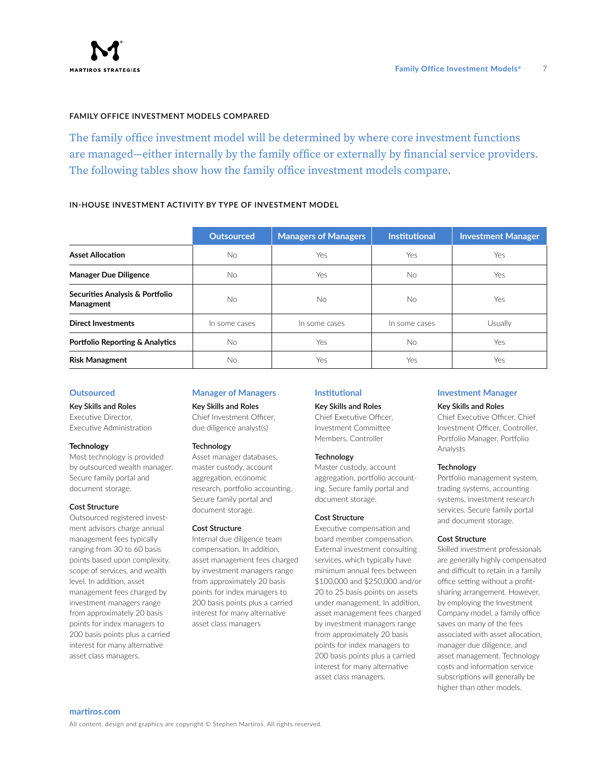## FAMILY OFFICE INVESTMENT MODELS COMPARED

The family office investment model will be determined by where core investment functions are managed—either internally by the family office or externally by financial service providers. The following tables show how the family office investment models compare.

### IN-HOUSE INVESTMENT ACTIVITY BY TYPE OF INVESTMENT MODEL

| | Outsourced | Managers of Managers | Institutional | Investment Manager |
|---|---|---|---|---|
| **Asset Allocation** | No | Yes | Yes | Yes |
| **Manager Due Diligence** | No | Yes | No | Yes |
| **Securities Analysis & Portfolio Managment** | No | No | No | Yes |
| **Direct Investments** | In some cases | In some cases | In some cases | Usually |
| **Portfolio Reporting & Analytics** | No | Yes | No | Yes |
| **Risk Managment** | No | Yes | Yes | Yes |

### Outsourced

**Key Skills and Roles**
Executive Director, Executive Administration

**Technology**
Most technology is provided by outsourced wealth manager. Secure family portal and document storage.

**Cost Structure**
Outsourced registered investment advisors charge annual management fees typically ranging from 30 to 60 basis points based upon complexity, scope of services, and wealth level. In addition, asset management fees charged by investment managers range from approximately 20 basis points for index managers to 200 basis points plus a carried interest for many alternative asset class managers.

### Manager of Managers

**Key Skills and Roles**
Chief Investment Officer, due diligence analyst(s)

**Technology**
Asset manager databases, master custody, account aggregation, economic research, portfolio accounting. Secure family portal and document storage.

**Cost Structure**
Internal due diligence team compensation. In addition, asset management fees charged by investment managers range from approximately 20 basis points for index managers to 200 basis points plus a carried interest for many alternative asset class managers

### Institutional

**Key Skills and Roles**
Chief Executive Officer, Investment Committee Members, Controller

**Technology**
Master custody, account aggregation, portfolio accounting. Secure family portal and document storage.

**Cost Structure**
Executive compensation and board member compensation. External investment consulting services, which typically have minimum annual fees between $100,000 and $250,000 and/or 20 to 25 basis points on assets under management. In addition, asset management fees charged by investment managers range from approximately 20 basis points for index managers to 200 basis points plus a carried interest for many alternative asset class managers.

### Investment Manager

**Key Skills and Roles**
Chief Executive Officer, Chief Investment Officer, Controller, Portfolio Manager, Portfolio Analysts

**Technology**
Portfolio management system, trading systems, accounting systems, investment research services. Secure family portal and document storage.

**Cost Structure**
Skilled investment professionals are generally highly compensated and difficult to retain in a family office setting without a profit-sharing arrangement. However, by employing the Investment Company model, a family office saves on many of the fees associated with asset allocation, manager due diligence, and asset management. Technology costs and information service subscriptions will generally be higher than other models.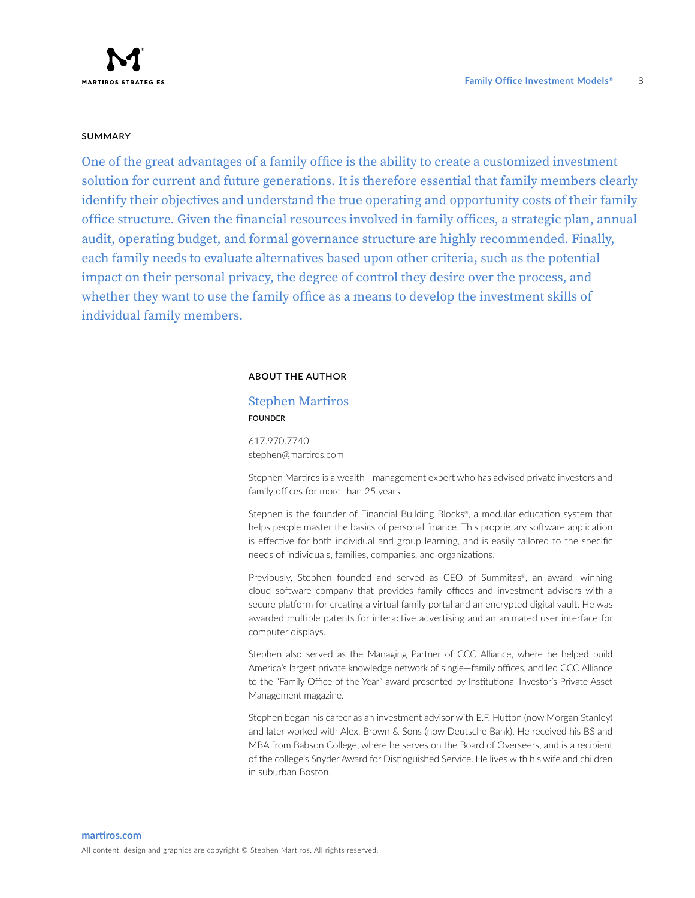## SUMMARY

One of the great advantages of a family office is the ability to create a customized investment solution for current and future generations. It is therefore essential that family members clearly identify their objectives and understand the true operating and opportunity costs of their family office structure. Given the financial resources involved in family offices, a strategic plan, annual audit, operating budget, and formal governance structure are highly recommended. Finally, each family needs to evaluate alternatives based upon other criteria, such as the potential impact on their personal privacy, the degree of control they desire over the process, and whether they want to use the family office as a means to develop the investment skills of individual family members.

## ABOUT THE AUTHOR

### Stephen Martiros

**FOUNDER**

617.970.7740
stephen@martiros.com

Stephen Martiros is a wealth—management expert who has advised private investors and family offices for more than 25 years.

Stephen is the founder of Financial Building Blocks®, a modular education system that helps people master the basics of personal finance. This proprietary software application is effective for both individual and group learning, and is easily tailored to the specific needs of individuals, families, companies, and organizations.

Previously, Stephen founded and served as CEO of Summitas®, an award—winning cloud software company that provides family offices and investment advisors with a secure platform for creating a virtual family portal and an encrypted digital vault. He was awarded multiple patents for interactive advertising and an animated user interface for computer displays.

Stephen also served as the Managing Partner of CCC Alliance, where he helped build America's largest private knowledge network of single—family offices, and led CCC Alliance to the "Family Office of the Year" award presented by Institutional Investor's Private Asset Management magazine.

Stephen began his career as an investment advisor with E.F. Hutton (now Morgan Stanley) and later worked with Alex. Brown & Sons (now Deutsche Bank). He received his BS and MBA from Babson College, where he serves on the Board of Overseers, and is a recipient of the college's Snyder Award for Distinguished Service. He lives with his wife and children in suburban Boston.

**martiros.com**

All content, design and graphics are copyright © Stephen Martiros. All rights reserved.